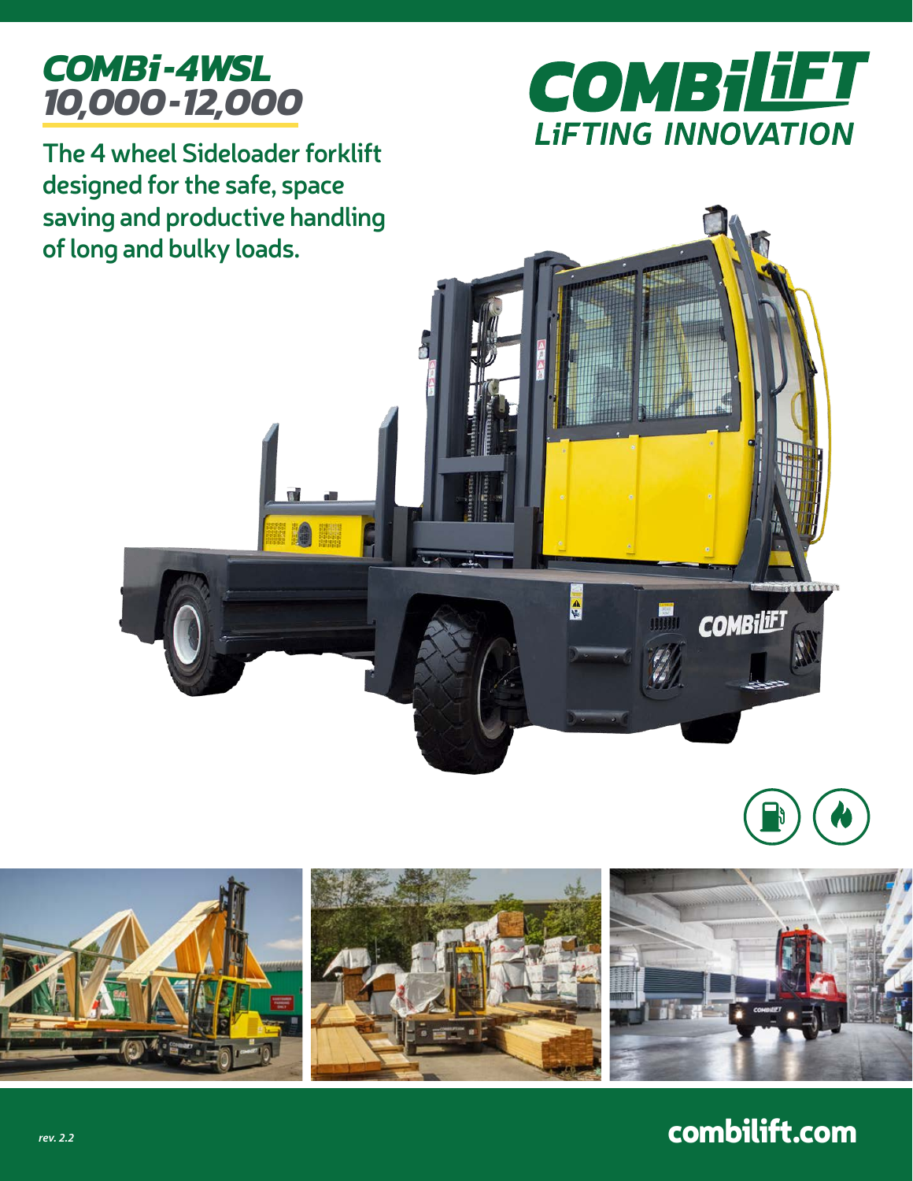# COMBi-4WSL 10,000-12,000

COMBiLiFT
LiFTING INNOVATION

**The 4 wheel Sideloader forklift designed for the safe, space saving and productive handling of long and bulky loads.**

*rev. 2.2*

combilift.com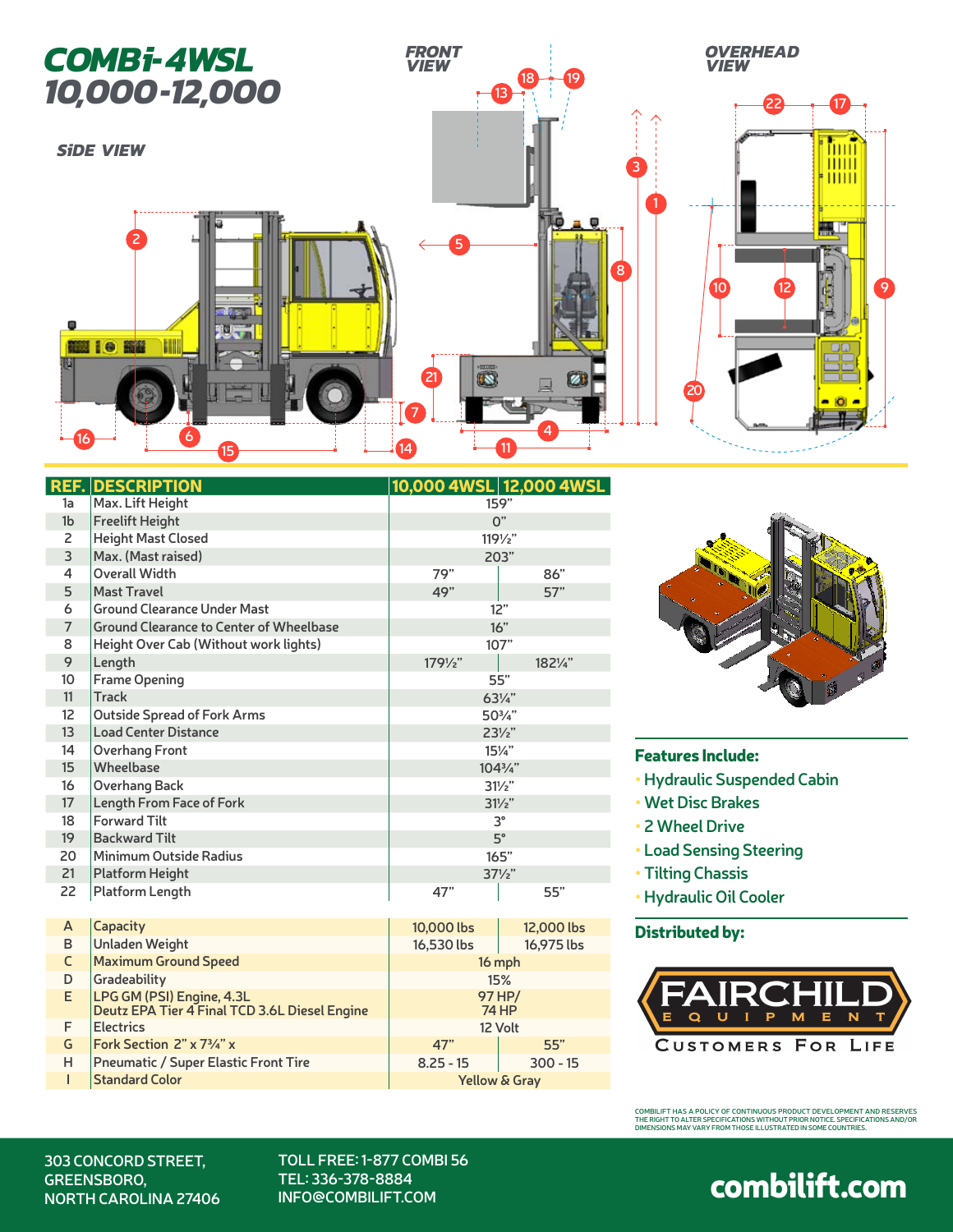# COMBi-4WSL 10,000-12,000

SiDE VIEW

FRONT VIEW

OVERHEAD VIEW

| REF. | DESCRIPTION | 10,000 4WSL | 12,000 4WSL |
|---|---|---|---|
| 1a | Max. Lift Height | 159" | |
| 1b | Freelift Height | 0" | |
| 2 | Height Mast Closed | 119½" | |
| 3 | Max. (Mast raised) | 203" | |
| 4 | Overall Width | 79" | 86" |
| 5 | Mast Travel | 49" | 57" |
| 6 | Ground Clearance Under Mast | 12" | |
| 7 | Ground Clearance to Center of Wheelbase | 16" | |
| 8 | Height Over Cab (Without work lights) | 107" | |
| 9 | Length | 179½" | 182¼" |
| 10 | Frame Opening | 55" | |
| 11 | Track | 63¼" | |
| 12 | Outside Spread of Fork Arms | 50¾" | |
| 13 | Load Center Distance | 23½" | |
| 14 | Overhang Front | 15¼" | |
| 15 | Wheelbase | 104¾" | |
| 16 | Overhang Back | 31½" | |
| 17 | Length From Face of Fork | 31½" | |
| 18 | Forward Tilt | 3° | |
| 19 | Backward Tilt | 5° | |
| 20 | Minimum Outside Radius | 165" | |
| 21 | Platform Height | 37½" | |
| 22 | Platform Length | 47" | 55" |

| | | | |
|---|---|---|---|
| A | Capacity | 10,000 lbs | 12,000 lbs |
| B | Unladen Weight | 16,530 lbs | 16,975 lbs |
| C | Maximum Ground Speed | 16 mph | |
| D | Gradeability | 15% | |
| E | LPG GM (PSI) Engine, 4.3L<br>Deutz EPA Tier 4 Final TCD 3.6L Diesel Engine | 97 HP/<br>74 HP | |
| F | Electrics | 12 Volt | |
| G | Fork Section 2" x 7¾" x | 47" | 55" |
| H | Pneumatic / Super Elastic Front Tire | 8.25 - 15 | 300 - 15 |
| I | Standard Color | Yellow & Gray | |

**Features Include:**

- Hydraulic Suspended Cabin
- Wet Disc Brakes
- 2 Wheel Drive
- Load Sensing Steering
- Tilting Chassis
- Hydraulic Oil Cooler

**Distributed by:**

FAIRCHILD EQUIPMENT
CUSTOMERS FOR LIFE

COMBILIFT HAS A POLICY OF CONTINUOUS PRODUCT DEVELOPMENT AND RESERVES THE RIGHT TO ALTER SPECIFICATIONS WITHOUT PRIOR NOTICE. SPECIFICATIONS AND/OR DIMENSIONS MAY VARY FROM THOSE ILLUSTRATED IN SOME COUNTRIES.

303 CONCORD STREET,
GREENSBORO,
NORTH CAROLINA 27406

TOLL FREE: 1-877 COMBI 56
TEL: 336-378-8884
INFO@COMBILIFT.COM

combilift.com